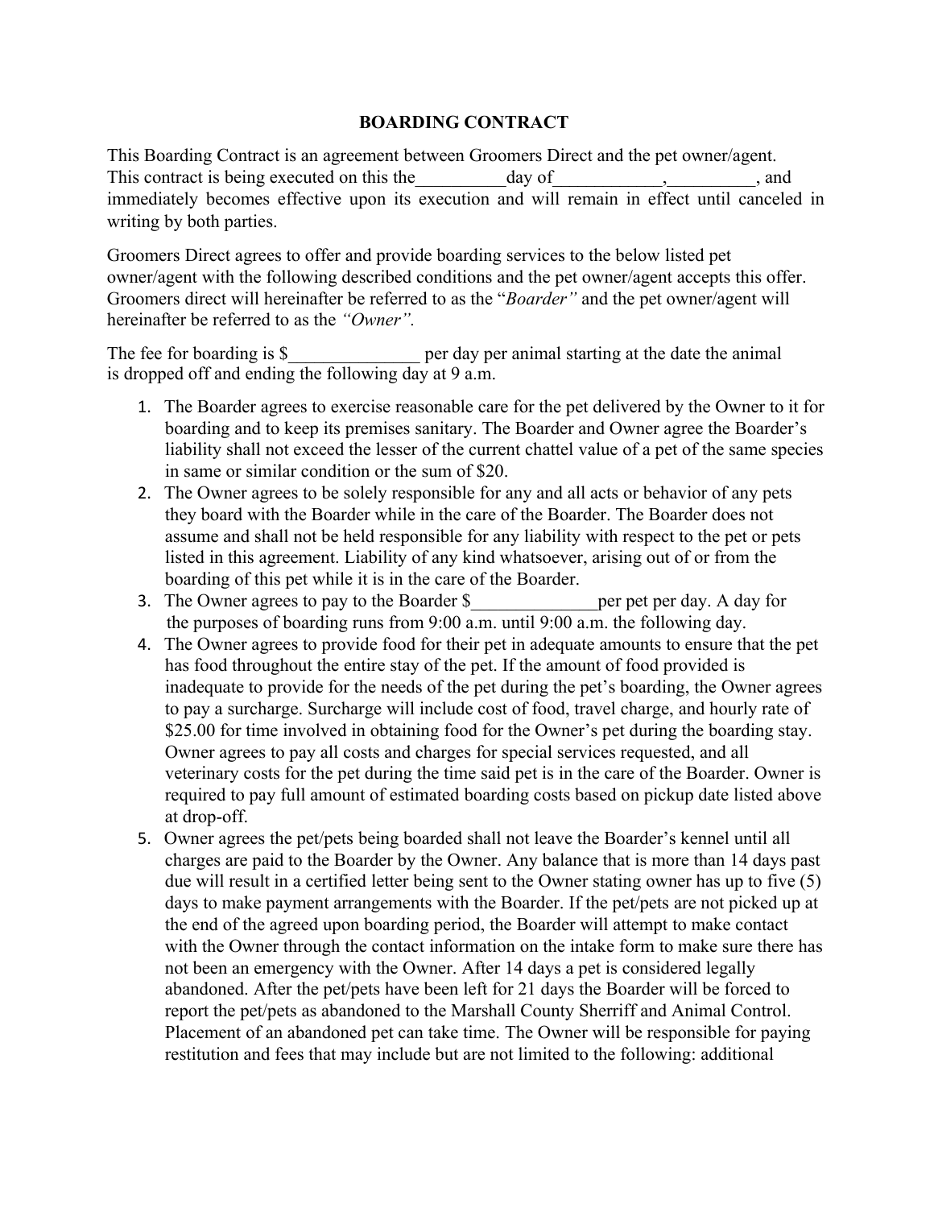# BOARDING CONTRACT

This Boarding Contract is an agreement between Groomers Direct and the pet owner/agent. This contract is being executed on this the__________day of____________,__________, and immediately becomes effective upon its execution and will remain in effect until canceled in writing by both parties.

Groomers Direct agrees to offer and provide boarding services to the below listed pet owner/agent with the following described conditions and the pet owner/agent accepts this offer. Groomers direct will hereinafter be referred to as the "*Boarder"* and the pet owner/agent will hereinafter be referred to as the *"Owner".*

The fee for boarding is $______________ per day per animal starting at the date the animal is dropped off and ending the following day at 9 a.m.

1. The Boarder agrees to exercise reasonable care for the pet delivered by the Owner to it for boarding and to keep its premises sanitary. The Boarder and Owner agree the Boarder's liability shall not exceed the lesser of the current chattel value of a pet of the same species in same or similar condition or the sum of $20.
2. The Owner agrees to be solely responsible for any and all acts or behavior of any pets they board with the Boarder while in the care of the Boarder. The Boarder does not assume and shall not be held responsible for any liability with respect to the pet or pets listed in this agreement. Liability of any kind whatsoever, arising out of or from the boarding of this pet while it is in the care of the Boarder.
3. The Owner agrees to pay to the Boarder $______________per pet per day. A day for the purposes of boarding runs from 9:00 a.m. until 9:00 a.m. the following day.
4. The Owner agrees to provide food for their pet in adequate amounts to ensure that the pet has food throughout the entire stay of the pet. If the amount of food provided is inadequate to provide for the needs of the pet during the pet's boarding, the Owner agrees to pay a surcharge. Surcharge will include cost of food, travel charge, and hourly rate of $25.00 for time involved in obtaining food for the Owner's pet during the boarding stay. Owner agrees to pay all costs and charges for special services requested, and all veterinary costs for the pet during the time said pet is in the care of the Boarder. Owner is required to pay full amount of estimated boarding costs based on pickup date listed above at drop-off.
5. Owner agrees the pet/pets being boarded shall not leave the Boarder's kennel until all charges are paid to the Boarder by the Owner. Any balance that is more than 14 days past due will result in a certified letter being sent to the Owner stating owner has up to five (5) days to make payment arrangements with the Boarder. If the pet/pets are not picked up at the end of the agreed upon boarding period, the Boarder will attempt to make contact with the Owner through the contact information on the intake form to make sure there has not been an emergency with the Owner. After 14 days a pet is considered legally abandoned. After the pet/pets have been left for 21 days the Boarder will be forced to report the pet/pets as abandoned to the Marshall County Sherriff and Animal Control. Placement of an abandoned pet can take time. The Owner will be responsible for paying restitution and fees that may include but are not limited to the following: additional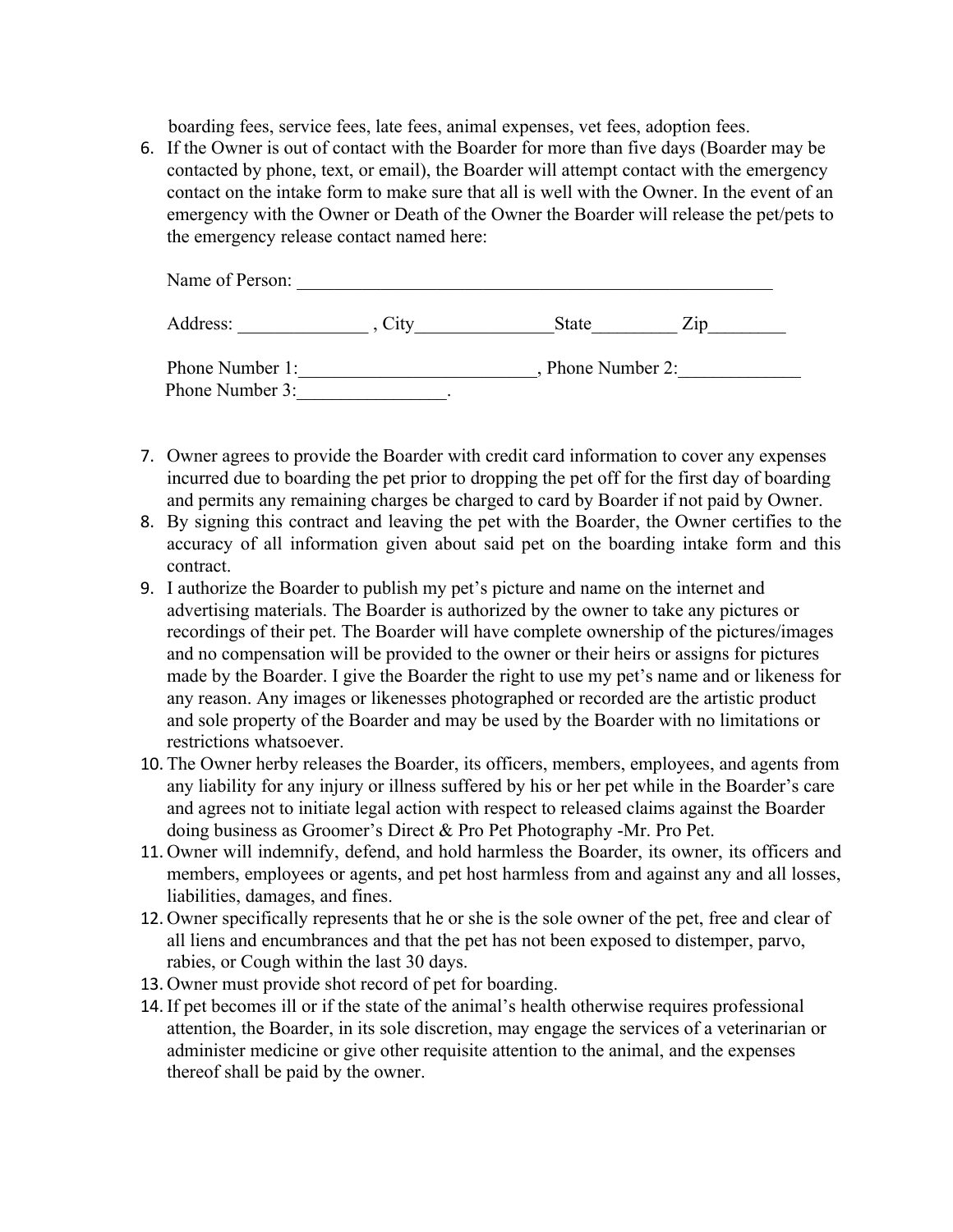boarding fees, service fees, late fees, animal expenses, vet fees, adoption fees.

6. If the Owner is out of contact with the Boarder for more than five days (Boarder may be contacted by phone, text, or email), the Boarder will attempt contact with the emergency contact on the intake form to make sure that all is well with the Owner. In the event of an emergency with the Owner or Death of the Owner the Boarder will release the pet/pets to the emergency release contact named here:

   Name of Person: ______________________________________________________

   Address: ______________ , City_______________State_________ Zip________

   Phone Number 1:_________________________, Phone Number 2:_____________
   Phone Number 3:________________.

7. Owner agrees to provide the Boarder with credit card information to cover any expenses incurred due to boarding the pet prior to dropping the pet off for the first day of boarding and permits any remaining charges be charged to card by Boarder if not paid by Owner.
8. By signing this contract and leaving the pet with the Boarder, the Owner certifies to the accuracy of all information given about said pet on the boarding intake form and this contract.
9. I authorize the Boarder to publish my pet's picture and name on the internet and advertising materials. The Boarder is authorized by the owner to take any pictures or recordings of their pet. The Boarder will have complete ownership of the pictures/images and no compensation will be provided to the owner or their heirs or assigns for pictures made by the Boarder. I give the Boarder the right to use my pet's name and or likeness for any reason. Any images or likenesses photographed or recorded are the artistic product and sole property of the Boarder and may be used by the Boarder with no limitations or restrictions whatsoever.
10. The Owner herby releases the Boarder, its officers, members, employees, and agents from any liability for any injury or illness suffered by his or her pet while in the Boarder's care and agrees not to initiate legal action with respect to released claims against the Boarder doing business as Groomer's Direct & Pro Pet Photography -Mr. Pro Pet.
11. Owner will indemnify, defend, and hold harmless the Boarder, its owner, its officers and members, employees or agents, and pet host harmless from and against any and all losses, liabilities, damages, and fines.
12. Owner specifically represents that he or she is the sole owner of the pet, free and clear of all liens and encumbrances and that the pet has not been exposed to distemper, parvo, rabies, or Cough within the last 30 days.
13. Owner must provide shot record of pet for boarding.
14. If pet becomes ill or if the state of the animal's health otherwise requires professional attention, the Boarder, in its sole discretion, may engage the services of a veterinarian or administer medicine or give other requisite attention to the animal, and the expenses thereof shall be paid by the owner.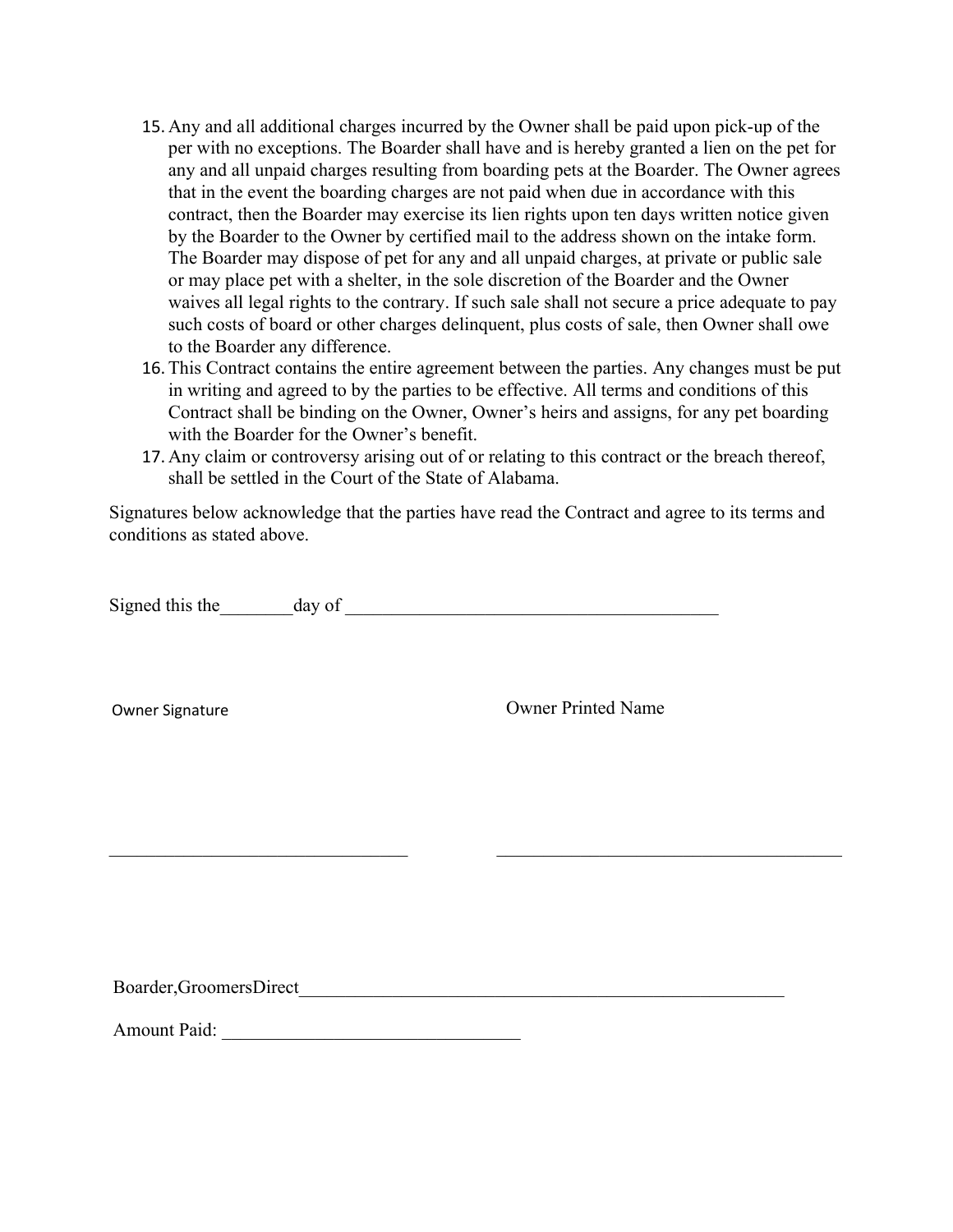15. Any and all additional charges incurred by the Owner shall be paid upon pick-up of the per with no exceptions. The Boarder shall have and is hereby granted a lien on the pet for any and all unpaid charges resulting from boarding pets at the Boarder. The Owner agrees that in the event the boarding charges are not paid when due in accordance with this contract, then the Boarder may exercise its lien rights upon ten days written notice given by the Boarder to the Owner by certified mail to the address shown on the intake form. The Boarder may dispose of pet for any and all unpaid charges, at private or public sale or may place pet with a shelter, in the sole discretion of the Boarder and the Owner waives all legal rights to the contrary. If such sale shall not secure a price adequate to pay such costs of board or other charges delinquent, plus costs of sale, then Owner shall owe to the Boarder any difference.
16. This Contract contains the entire agreement between the parties. Any changes must be put in writing and agreed to by the parties to be effective. All terms and conditions of this Contract shall be binding on the Owner, Owner's heirs and assigns, for any pet boarding with the Boarder for the Owner's benefit.
17. Any claim or controversy arising out of or relating to this contract or the breach thereof, shall be settled in the Court of the State of Alabama.

Signatures below acknowledge that the parties have read the Contract and agree to its terms and conditions as stated above.

Signed this the________day of _________________________________________

Owner Signature

Owner Printed Name

________________________________ ______________________________________

Boarder,GroomersDirect_____________________________________________________

Amount Paid: ________________________________